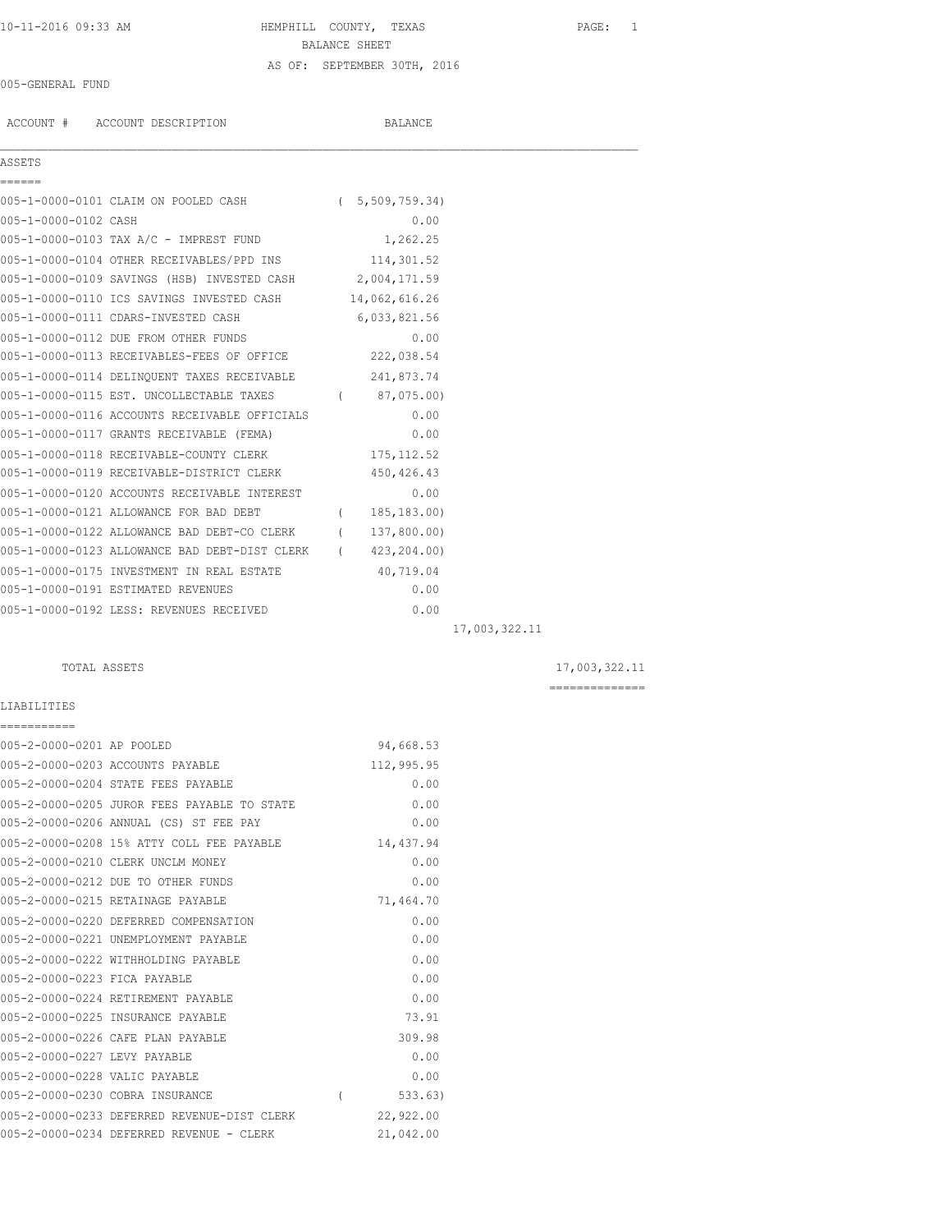# HEMPHILL COUNTY, TEXAS
## BALANCE SHEET
### AS OF: SEPTEMBER 30TH, 2016

10-11-2016 09:33 AM

005-GENERAL FUND

| ACCOUNT # | ACCOUNT DESCRIPTION | BALANCE | | |
|---|---|---|---|---|
| **ASSETS** | | | | |
| 005-1-0000-0101 | CLAIM ON POOLED CASH | ( 5,509,759.34) | | |
| 005-1-0000-0102 | CASH | 0.00 | | |
| 005-1-0000-0103 | TAX A/C - IMPREST FUND | 1,262.25 | | |
| 005-1-0000-0104 | OTHER RECEIVABLES/PPD INS | 114,301.52 | | |
| 005-1-0000-0109 | SAVINGS (HSB) INVESTED CASH | 2,004,171.59 | | |
| 005-1-0000-0110 | ICS SAVINGS INVESTED CASH | 14,062,616.26 | | |
| 005-1-0000-0111 | CDARS-INVESTED CASH | 6,033,821.56 | | |
| 005-1-0000-0112 | DUE FROM OTHER FUNDS | 0.00 | | |
| 005-1-0000-0113 | RECEIVABLES-FEES OF OFFICE | 222,038.54 | | |
| 005-1-0000-0114 | DELINQUENT TAXES RECEIVABLE | 241,873.74 | | |
| 005-1-0000-0115 | EST. UNCOLLECTABLE TAXES | ( 87,075.00) | | |
| 005-1-0000-0116 | ACCOUNTS RECEIVABLE OFFICIALS | 0.00 | | |
| 005-1-0000-0117 | GRANTS RECEIVABLE (FEMA) | 0.00 | | |
| 005-1-0000-0118 | RECEIVABLE-COUNTY CLERK | 175,112.52 | | |
| 005-1-0000-0119 | RECEIVABLE-DISTRICT CLERK | 450,426.43 | | |
| 005-1-0000-0120 | ACCOUNTS RECEIVABLE INTEREST | 0.00 | | |
| 005-1-0000-0121 | ALLOWANCE FOR BAD DEBT | ( 185,183.00) | | |
| 005-1-0000-0122 | ALLOWANCE BAD DEBT-CO CLERK | ( 137,800.00) | | |
| 005-1-0000-0123 | ALLOWANCE BAD DEBT-DIST CLERK | ( 423,204.00) | | |
| 005-1-0000-0175 | INVESTMENT IN REAL ESTATE | 40,719.04 | | |
| 005-1-0000-0191 | ESTIMATED REVENUES | 0.00 | | |
| 005-1-0000-0192 | LESS: REVENUES RECEIVED | 0.00 | | |
| | | | 17,003,322.11 | |
| | TOTAL ASSETS | | | 17,003,322.11 |
| **LIABILITIES** | | | | |
| 005-2-0000-0201 | AP POOLED | 94,668.53 | | |
| 005-2-0000-0203 | ACCOUNTS PAYABLE | 112,995.95 | | |
| 005-2-0000-0204 | STATE FEES PAYABLE | 0.00 | | |
| 005-2-0000-0205 | JUROR FEES PAYABLE TO STATE | 0.00 | | |
| 005-2-0000-0206 | ANNUAL (CS) ST FEE PAY | 0.00 | | |
| 005-2-0000-0208 | 15% ATTY COLL FEE PAYABLE | 14,437.94 | | |
| 005-2-0000-0210 | CLERK UNCLM MONEY | 0.00 | | |
| 005-2-0000-0212 | DUE TO OTHER FUNDS | 0.00 | | |
| 005-2-0000-0215 | RETAINAGE PAYABLE | 71,464.70 | | |
| 005-2-0000-0220 | DEFERRED COMPENSATION | 0.00 | | |
| 005-2-0000-0221 | UNEMPLOYMENT PAYABLE | 0.00 | | |
| 005-2-0000-0222 | WITHHOLDING PAYABLE | 0.00 | | |
| 005-2-0000-0223 | FICA PAYABLE | 0.00 | | |
| 005-2-0000-0224 | RETIREMENT PAYABLE | 0.00 | | |
| 005-2-0000-0225 | INSURANCE PAYABLE | 73.91 | | |
| 005-2-0000-0226 | CAFE PLAN PAYABLE | 309.98 | | |
| 005-2-0000-0227 | LEVY PAYABLE | 0.00 | | |
| 005-2-0000-0228 | VALIC PAYABLE | 0.00 | | |
| 005-2-0000-0230 | COBRA INSURANCE | ( 533.63) | | |
| 005-2-0000-0233 | DEFERRED REVENUE-DIST CLERK | 22,922.00 | | |
| 005-2-0000-0234 | DEFERRED REVENUE - CLERK | 21,042.00 | | |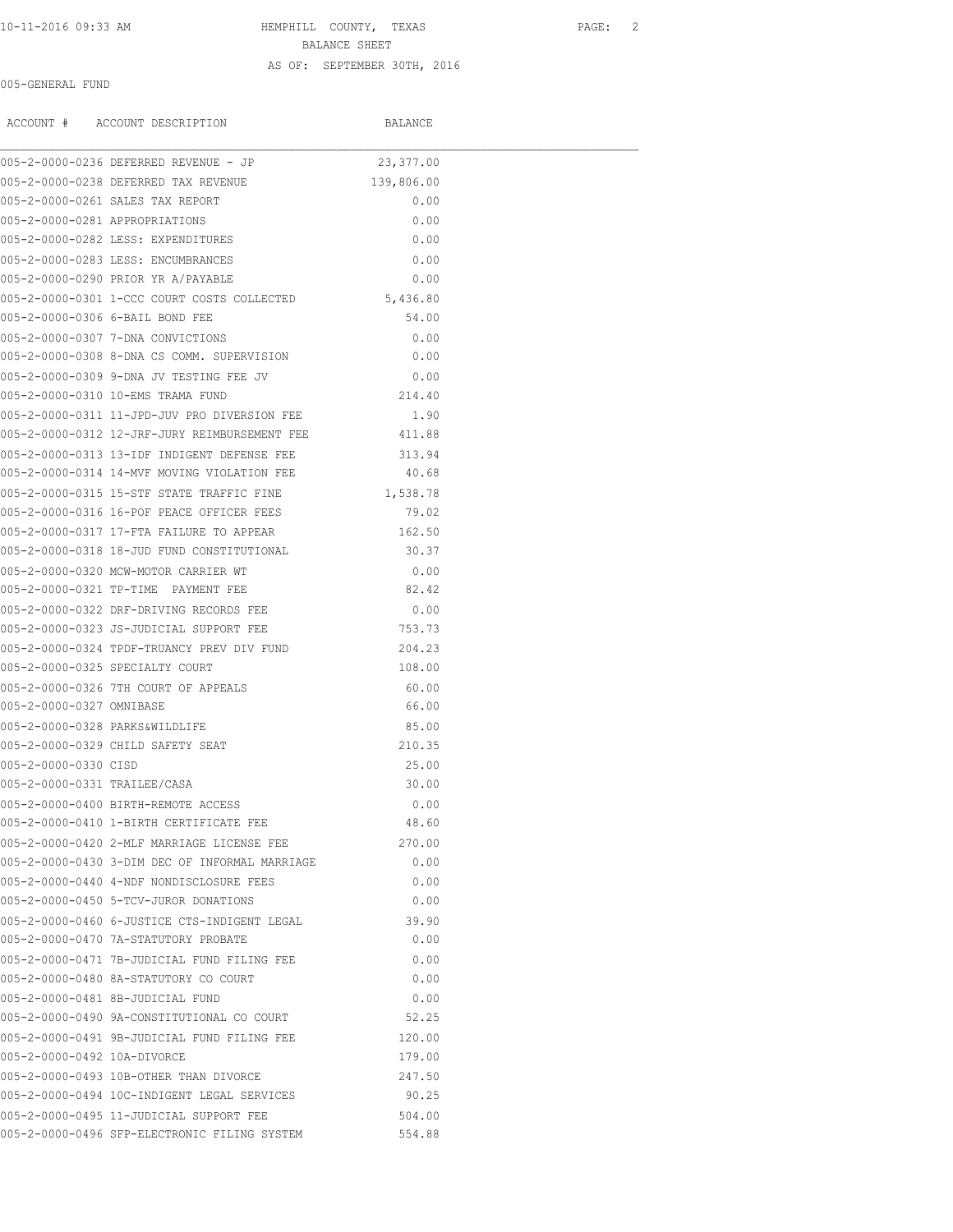HEMPHILL COUNTY, TEXAS

BALANCE SHEET

AS OF: SEPTEMBER 30TH, 2016

005-GENERAL FUND

| ACCOUNT # | ACCOUNT DESCRIPTION | BALANCE |
|---|---|---|
| 005-2-0000-0236 | DEFERRED REVENUE - JP | 23,377.00 |
| 005-2-0000-0238 | DEFERRED TAX REVENUE | 139,806.00 |
| 005-2-0000-0261 | SALES TAX REPORT | 0.00 |
| 005-2-0000-0281 | APPROPRIATIONS | 0.00 |
| 005-2-0000-0282 | LESS: EXPENDITURES | 0.00 |
| 005-2-0000-0283 | LESS: ENCUMBRANCES | 0.00 |
| 005-2-0000-0290 | PRIOR YR A/PAYABLE | 0.00 |
| 005-2-0000-0301 | 1-CCC COURT COSTS COLLECTED | 5,436.80 |
| 005-2-0000-0306 | 6-BAIL BOND FEE | 54.00 |
| 005-2-0000-0307 | 7-DNA CONVICTIONS | 0.00 |
| 005-2-0000-0308 | 8-DNA CS COMM. SUPERVISION | 0.00 |
| 005-2-0000-0309 | 9-DNA JV TESTING FEE JV | 0.00 |
| 005-2-0000-0310 | 10-EMS TRAMA FUND | 214.40 |
| 005-2-0000-0311 | 11-JPD-JUV PRO DIVERSION FEE | 1.90 |
| 005-2-0000-0312 | 12-JRF-JURY REIMBURSEMENT FEE | 411.88 |
| 005-2-0000-0313 | 13-IDF INDIGENT DEFENSE FEE | 313.94 |
| 005-2-0000-0314 | 14-MVF MOVING VIOLATION FEE | 40.68 |
| 005-2-0000-0315 | 15-STF STATE TRAFFIC FINE | 1,538.78 |
| 005-2-0000-0316 | 16-POF PEACE OFFICER FEES | 79.02 |
| 005-2-0000-0317 | 17-FTA FAILURE TO APPEAR | 162.50 |
| 005-2-0000-0318 | 18-JUD FUND CONSTITUTIONAL | 30.37 |
| 005-2-0000-0320 | MCW-MOTOR CARRIER WT | 0.00 |
| 005-2-0000-0321 | TP-TIME PAYMENT FEE | 82.42 |
| 005-2-0000-0322 | DRF-DRIVING RECORDS FEE | 0.00 |
| 005-2-0000-0323 | JS-JUDICIAL SUPPORT FEE | 753.73 |
| 005-2-0000-0324 | TPDF-TRUANCY PREV DIV FUND | 204.23 |
| 005-2-0000-0325 | SPECIALTY COURT | 108.00 |
| 005-2-0000-0326 | 7TH COURT OF APPEALS | 60.00 |
| 005-2-0000-0327 | OMNIBASE | 66.00 |
| 005-2-0000-0328 | PARKS&WILDLIFE | 85.00 |
| 005-2-0000-0329 | CHILD SAFETY SEAT | 210.35 |
| 005-2-0000-0330 | CISD | 25.00 |
| 005-2-0000-0331 | TRAILEE/CASA | 30.00 |
| 005-2-0000-0400 | BIRTH-REMOTE ACCESS | 0.00 |
| 005-2-0000-0410 | 1-BIRTH CERTIFICATE FEE | 48.60 |
| 005-2-0000-0420 | 2-MLF MARRIAGE LICENSE FEE | 270.00 |
| 005-2-0000-0430 | 3-DIM DEC OF INFORMAL MARRIAGE | 0.00 |
| 005-2-0000-0440 | 4-NDF NONDISCLOSURE FEES | 0.00 |
| 005-2-0000-0450 | 5-TCV-JUROR DONATIONS | 0.00 |
| 005-2-0000-0460 | 6-JUSTICE CTS-INDIGENT LEGAL | 39.90 |
| 005-2-0000-0470 | 7A-STATUTORY PROBATE | 0.00 |
| 005-2-0000-0471 | 7B-JUDICIAL FUND FILING FEE | 0.00 |
| 005-2-0000-0480 | 8A-STATUTORY CO COURT | 0.00 |
| 005-2-0000-0481 | 8B-JUDICIAL FUND | 0.00 |
| 005-2-0000-0490 | 9A-CONSTITUTIONAL CO COURT | 52.25 |
| 005-2-0000-0491 | 9B-JUDICIAL FUND FILING FEE | 120.00 |
| 005-2-0000-0492 | 10A-DIVORCE | 179.00 |
| 005-2-0000-0493 | 10B-OTHER THAN DIVORCE | 247.50 |
| 005-2-0000-0494 | 10C-INDIGENT LEGAL SERVICES | 90.25 |
| 005-2-0000-0495 | 11-JUDICIAL SUPPORT FEE | 504.00 |
| 005-2-0000-0496 | SFP-ELECTRONIC FILING SYSTEM | 554.88 |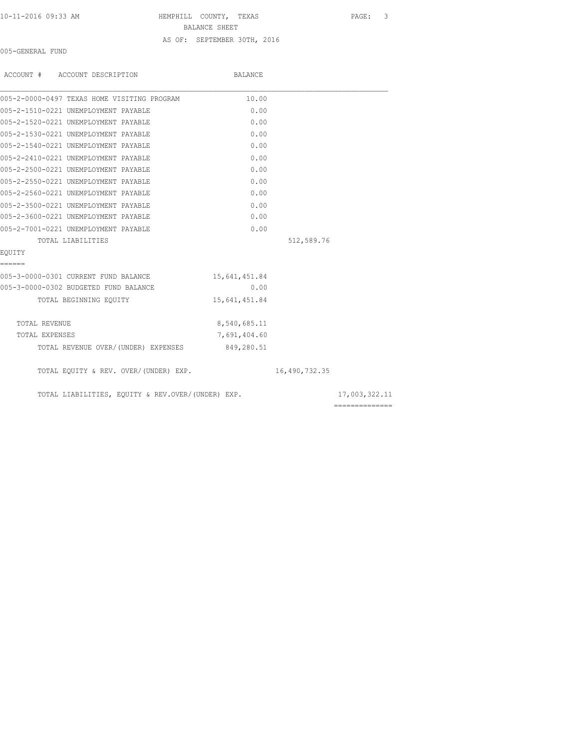HEMPHILL COUNTY, TEXAS

BALANCE SHEET

AS OF: SEPTEMBER 30TH, 2016

005-GENERAL FUND

| ACCOUNT # ACCOUNT DESCRIPTION | BALANCE | | |
|---|---|---|---|
| 005-2-0000-0497 TEXAS HOME VISITING PROGRAM | 10.00 | | |
| 005-2-1510-0221 UNEMPLOYMENT PAYABLE | 0.00 | | |
| 005-2-1520-0221 UNEMPLOYMENT PAYABLE | 0.00 | | |
| 005-2-1530-0221 UNEMPLOYMENT PAYABLE | 0.00 | | |
| 005-2-1540-0221 UNEMPLOYMENT PAYABLE | 0.00 | | |
| 005-2-2410-0221 UNEMPLOYMENT PAYABLE | 0.00 | | |
| 005-2-2500-0221 UNEMPLOYMENT PAYABLE | 0.00 | | |
| 005-2-2550-0221 UNEMPLOYMENT PAYABLE | 0.00 | | |
| 005-2-2560-0221 UNEMPLOYMENT PAYABLE | 0.00 | | |
| 005-2-3500-0221 UNEMPLOYMENT PAYABLE | 0.00 | | |
| 005-2-3600-0221 UNEMPLOYMENT PAYABLE | 0.00 | | |
| 005-2-7001-0221 UNEMPLOYMENT PAYABLE | 0.00 | | |
| TOTAL LIABILITIES | | 512,589.76 | |
| EQUITY | | | |
| 005-3-0000-0301 CURRENT FUND BALANCE | 15,641,451.84 | | |
| 005-3-0000-0302 BUDGETED FUND BALANCE | 0.00 | | |
| TOTAL BEGINNING EQUITY | 15,641,451.84 | | |
| TOTAL REVENUE | 8,540,685.11 | | |
| TOTAL EXPENSES | 7,691,404.60 | | |
| TOTAL REVENUE OVER/(UNDER) EXPENSES | 849,280.51 | | |
| TOTAL EQUITY & REV. OVER/(UNDER) EXP. | | 16,490,732.35 | |
| TOTAL LIABILITIES, EQUITY & REV.OVER/(UNDER) EXP. | | | 17,003,322.11 |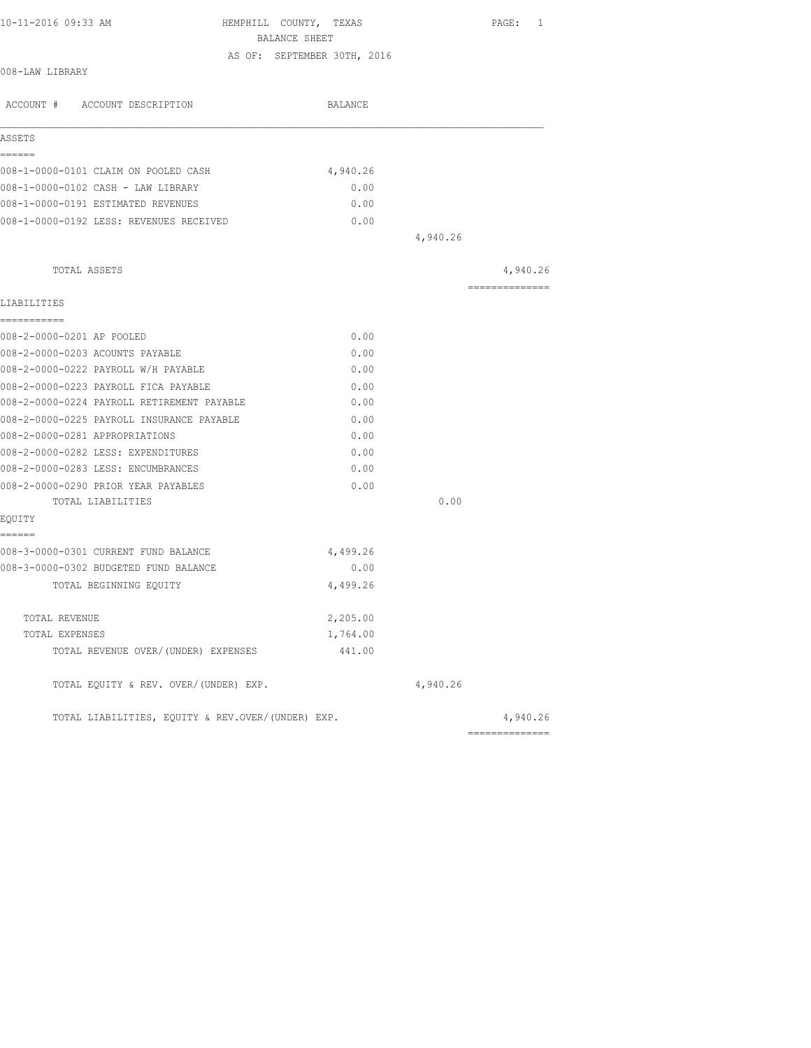HEMPHILL COUNTY, TEXAS
BALANCE SHEET
AS OF: SEPTEMBER 30TH, 2016

008-LAW LIBRARY

| ACCOUNT # ACCOUNT DESCRIPTION | BALANCE | | |
|---|---|---|---|
| **ASSETS** | | | |
| 008-1-0000-0101 CLAIM ON POOLED CASH | 4,940.26 | | |
| 008-1-0000-0102 CASH - LAW LIBRARY | 0.00 | | |
| 008-1-0000-0191 ESTIMATED REVENUES | 0.00 | | |
| 008-1-0000-0192 LESS: REVENUES RECEIVED | 0.00 | | |
| | | 4,940.26 | |
| TOTAL ASSETS | | | 4,940.26 |
| **LIABILITIES** | | | |
| 008-2-0000-0201 AP POOLED | 0.00 | | |
| 008-2-0000-0203 ACOUNTS PAYABLE | 0.00 | | |
| 008-2-0000-0222 PAYROLL W/H PAYABLE | 0.00 | | |
| 008-2-0000-0223 PAYROLL FICA PAYABLE | 0.00 | | |
| 008-2-0000-0224 PAYROLL RETIREMENT PAYABLE | 0.00 | | |
| 008-2-0000-0225 PAYROLL INSURANCE PAYABLE | 0.00 | | |
| 008-2-0000-0281 APPROPRIATIONS | 0.00 | | |
| 008-2-0000-0282 LESS: EXPENDITURES | 0.00 | | |
| 008-2-0000-0283 LESS: ENCUMBRANCES | 0.00 | | |
| 008-2-0000-0290 PRIOR YEAR PAYABLES | 0.00 | | |
| TOTAL LIABILITIES | | 0.00 | |
| **EQUITY** | | | |
| 008-3-0000-0301 CURRENT FUND BALANCE | 4,499.26 | | |
| 008-3-0000-0302 BUDGETED FUND BALANCE | 0.00 | | |
| TOTAL BEGINNING EQUITY | 4,499.26 | | |
| TOTAL REVENUE | 2,205.00 | | |
| TOTAL EXPENSES | 1,764.00 | | |
| TOTAL REVENUE OVER/(UNDER) EXPENSES | 441.00 | | |
| TOTAL EQUITY & REV. OVER/(UNDER) EXP. | | 4,940.26 | |
| TOTAL LIABILITIES, EQUITY & REV.OVER/(UNDER) EXP. | | | 4,940.26 |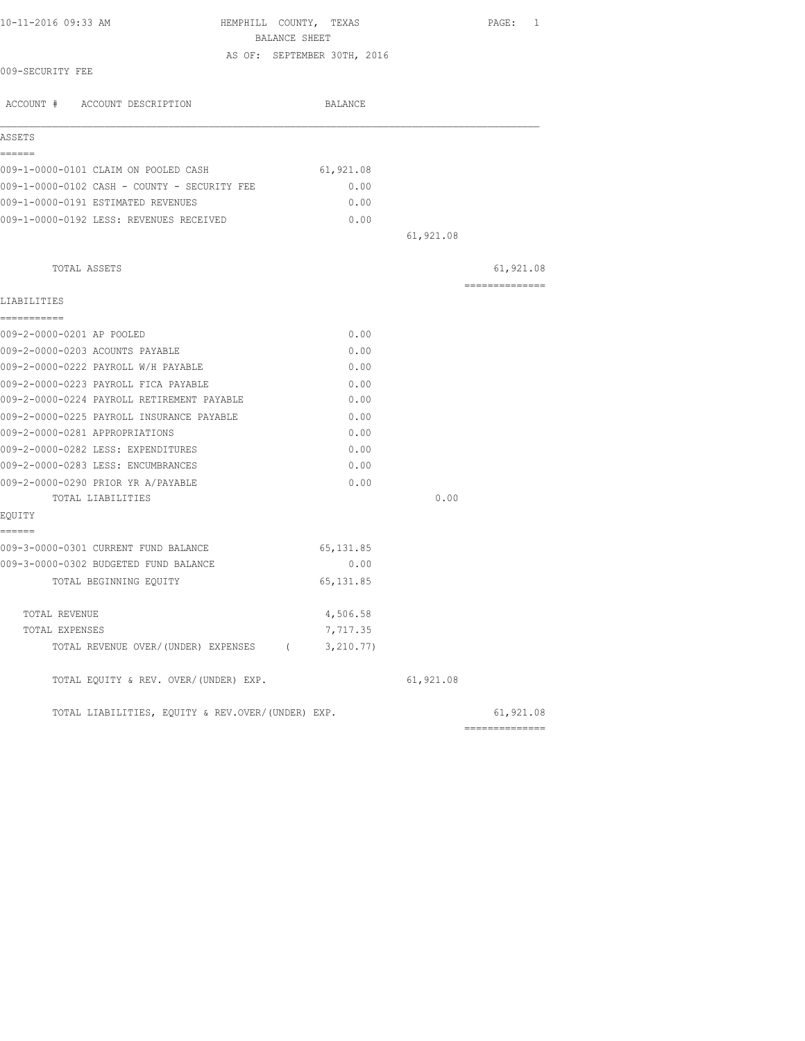10-11-2016 09:33 AM

# HEMPHILL COUNTY, TEXAS

## BALANCE SHEET

AS OF: SEPTEMBER 30TH, 2016

009-SECURITY FEE

| ACCOUNT # ACCOUNT DESCRIPTION | BALANCE | | |
|---|---|---|---|
| **ASSETS** | | | |
| 009-1-0000-0101 CLAIM ON POOLED CASH | 61,921.08 | | |
| 009-1-0000-0102 CASH - COUNTY - SECURITY FEE | 0.00 | | |
| 009-1-0000-0191 ESTIMATED REVENUES | 0.00 | | |
| 009-1-0000-0192 LESS: REVENUES RECEIVED | 0.00 | | |
| | | 61,921.08 | |
| TOTAL ASSETS | | | 61,921.08 |
| **LIABILITIES** | | | |
| 009-2-0000-0201 AP POOLED | 0.00 | | |
| 009-2-0000-0203 ACOUNTS PAYABLE | 0.00 | | |
| 009-2-0000-0222 PAYROLL W/H PAYABLE | 0.00 | | |
| 009-2-0000-0223 PAYROLL FICA PAYABLE | 0.00 | | |
| 009-2-0000-0224 PAYROLL RETIREMENT PAYABLE | 0.00 | | |
| 009-2-0000-0225 PAYROLL INSURANCE PAYABLE | 0.00 | | |
| 009-2-0000-0281 APPROPRIATIONS | 0.00 | | |
| 009-2-0000-0282 LESS: EXPENDITURES | 0.00 | | |
| 009-2-0000-0283 LESS: ENCUMBRANCES | 0.00 | | |
| 009-2-0000-0290 PRIOR YR A/PAYABLE | 0.00 | | |
| TOTAL LIABILITIES | | 0.00 | |
| **EQUITY** | | | |
| 009-3-0000-0301 CURRENT FUND BALANCE | 65,131.85 | | |
| 009-3-0000-0302 BUDGETED FUND BALANCE | 0.00 | | |
| TOTAL BEGINNING EQUITY | 65,131.85 | | |
| TOTAL REVENUE | 4,506.58 | | |
| TOTAL EXPENSES | 7,717.35 | | |
| TOTAL REVENUE OVER/(UNDER) EXPENSES | ( 3,210.77) | | |
| TOTAL EQUITY & REV. OVER/(UNDER) EXP. | | 61,921.08 | |
| TOTAL LIABILITIES, EQUITY & REV.OVER/(UNDER) EXP. | | | 61,921.08 |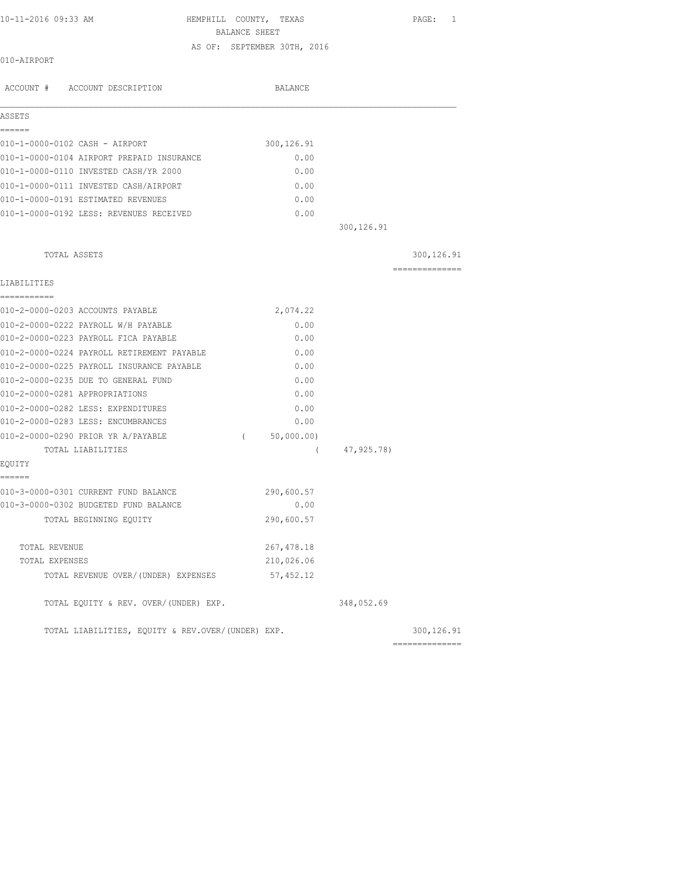HEMPHILL COUNTY, TEXAS
BALANCE SHEET
AS OF: SEPTEMBER 30TH, 2016

10-11-2016 09:33 AM

010-AIRPORT

| ACCOUNT # | ACCOUNT DESCRIPTION | BALANCE | | |
|---|---|---|---|---|
| **ASSETS** | | | | |
| 010-1-0000-0102 | CASH - AIRPORT | 300,126.91 | | |
| 010-1-0000-0104 | AIRPORT PREPAID INSURANCE | 0.00 | | |
| 010-1-0000-0110 | INVESTED CASH/YR 2000 | 0.00 | | |
| 010-1-0000-0111 | INVESTED CASH/AIRPORT | 0.00 | | |
| 010-1-0000-0191 | ESTIMATED REVENUES | 0.00 | | |
| 010-1-0000-0192 | LESS: REVENUES RECEIVED | 0.00 | | |
| | | | 300,126.91 | |
| | TOTAL ASSETS | | | 300,126.91 |
| **LIABILITIES** | | | | |
| 010-2-0000-0203 | ACCOUNTS PAYABLE | 2,074.22 | | |
| 010-2-0000-0222 | PAYROLL W/H PAYABLE | 0.00 | | |
| 010-2-0000-0223 | PAYROLL FICA PAYABLE | 0.00 | | |
| 010-2-0000-0224 | PAYROLL RETIREMENT PAYABLE | 0.00 | | |
| 010-2-0000-0225 | PAYROLL INSURANCE PAYABLE | 0.00 | | |
| 010-2-0000-0235 | DUE TO GENERAL FUND | 0.00 | | |
| 010-2-0000-0281 | APPROPRIATIONS | 0.00 | | |
| 010-2-0000-0282 | LESS: EXPENDITURES | 0.00 | | |
| 010-2-0000-0283 | LESS: ENCUMBRANCES | 0.00 | | |
| 010-2-0000-0290 | PRIOR YR A/PAYABLE | ( 50,000.00) | | |
| | TOTAL LIABILITIES | | ( 47,925.78) | |
| **EQUITY** | | | | |
| 010-3-0000-0301 | CURRENT FUND BALANCE | 290,600.57 | | |
| 010-3-0000-0302 | BUDGETED FUND BALANCE | 0.00 | | |
| | TOTAL BEGINNING EQUITY | 290,600.57 | | |
| | TOTAL REVENUE | 267,478.18 | | |
| | TOTAL EXPENSES | 210,026.06 | | |
| | TOTAL REVENUE OVER/(UNDER) EXPENSES | 57,452.12 | | |
| | TOTAL EQUITY & REV. OVER/(UNDER) EXP. | | 348,052.69 | |
| | TOTAL LIABILITIES, EQUITY & REV.OVER/(UNDER) EXP. | | | 300,126.91 |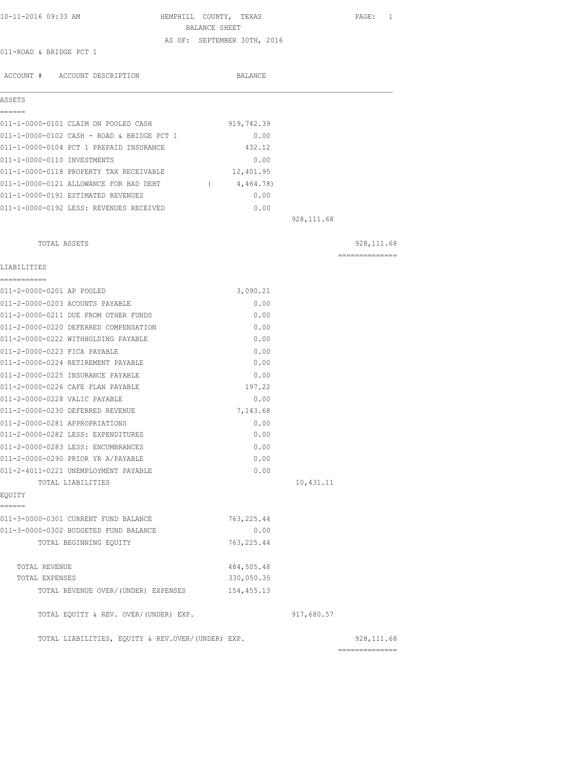10-11-2016 09:33 AM HEMPHILL COUNTY, TEXAS

BALANCE SHEET

AS OF: SEPTEMBER 30TH, 2016

011-ROAD & BRIDGE PCT 1

| ACCOUNT # ACCOUNT DESCRIPTION | BALANCE | | |
|---|---|---|---|
| **ASSETS** | | | |
| 011-1-0000-0101 CLAIM ON POOLED CASH | 919,742.39 | | |
| 011-1-0000-0102 CASH - ROAD & BRIDGE PCT 1 | 0.00 | | |
| 011-1-0000-0104 PCT 1 PREPAID INSURANCE | 432.12 | | |
| 011-1-0000-0110 INVESTMENTS | 0.00 | | |
| 011-1-0000-0118 PROPERTY TAX RECEIVABLE | 12,401.95 | | |
| 011-1-0000-0121 ALLOWANCE FOR BAD DEBT | ( 4,464.78) | | |
| 011-1-0000-0191 ESTIMATED REVENUES | 0.00 | | |
| 011-1-0000-0192 LESS: REVENUES RECEIVED | 0.00 | | |
| | | 928,111.68 | |
| TOTAL ASSETS | | | 928,111.68 |
| **LIABILITIES** | | | |
| 011-2-0000-0201 AP POOLED | 3,090.21 | | |
| 011-2-0000-0203 ACOUNTS PAYABLE | 0.00 | | |
| 011-2-0000-0211 DUE FROM OTHER FUNDS | 0.00 | | |
| 011-2-0000-0220 DEFERRED COMPENSATION | 0.00 | | |
| 011-2-0000-0222 WITHHOLDING PAYABLE | 0.00 | | |
| 011-2-0000-0223 FICA PAYABLE | 0.00 | | |
| 011-2-0000-0224 RETIREMENT PAYABLE | 0.00 | | |
| 011-2-0000-0225 INSURANCE PAYABLE | 0.00 | | |
| 011-2-0000-0226 CAFE PLAN PAYABLE | 197.22 | | |
| 011-2-0000-0228 VALIC PAYABLE | 0.00 | | |
| 011-2-0000-0230 DEFERRED REVENUE | 7,143.68 | | |
| 011-2-0000-0281 APPROPRIATIONS | 0.00 | | |
| 011-2-0000-0282 LESS: EXPENDITURES | 0.00 | | |
| 011-2-0000-0283 LESS: ENCUMBRANCES | 0.00 | | |
| 011-2-0000-0290 PRIOR YR A/PAYABLE | 0.00 | | |
| 011-2-4011-0221 UNEMPLOYMENT PAYABLE | 0.00 | | |
| TOTAL LIABILITIES | | 10,431.11 | |
| **EQUITY** | | | |
| 011-3-0000-0301 CURRENT FUND BALANCE | 763,225.44 | | |
| 011-3-0000-0302 BUDGETED FUND BALANCE | 0.00 | | |
| TOTAL BEGINNING EQUITY | 763,225.44 | | |
| TOTAL REVENUE | 484,505.48 | | |
| TOTAL EXPENSES | 330,050.35 | | |
| TOTAL REVENUE OVER/(UNDER) EXPENSES | 154,455.13 | | |
| TOTAL EQUITY & REV. OVER/(UNDER) EXP. | | 917,680.57 | |
| TOTAL LIABILITIES, EQUITY & REV.OVER/(UNDER) EXP. | | | 928,111.68 |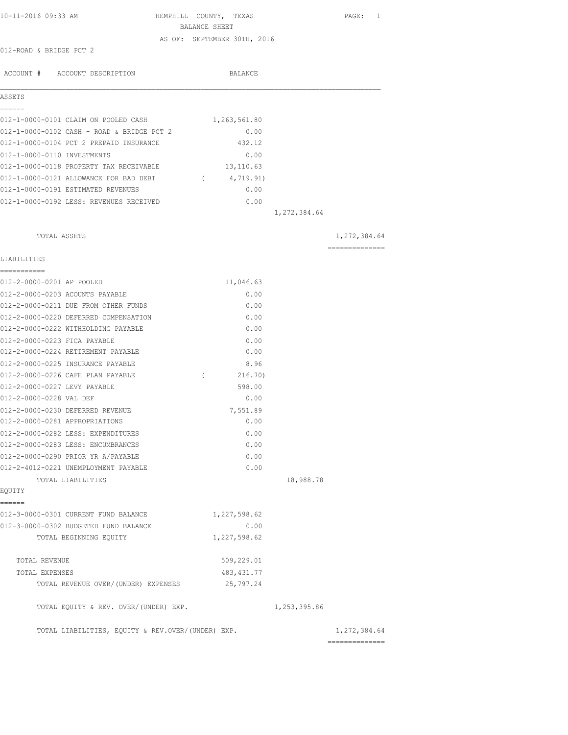HEMPHILL COUNTY, TEXAS
BALANCE SHEET
AS OF: SEPTEMBER 30TH, 2016

10-11-2016 09:33 AM

012-ROAD & BRIDGE PCT 2

| ACCOUNT # | ACCOUNT DESCRIPTION | BALANCE | | |
|---|---|---|---|---|
| **ASSETS** | | | | |
| 012-1-0000-0101 | CLAIM ON POOLED CASH | 1,263,561.80 | | |
| 012-1-0000-0102 | CASH - ROAD & BRIDGE PCT 2 | 0.00 | | |
| 012-1-0000-0104 | PCT 2 PREPAID INSURANCE | 432.12 | | |
| 012-1-0000-0110 | INVESTMENTS | 0.00 | | |
| 012-1-0000-0118 | PROPERTY TAX RECEIVABLE | 13,110.63 | | |
| 012-1-0000-0121 | ALLOWANCE FOR BAD DEBT | ( 4,719.91) | | |
| 012-1-0000-0191 | ESTIMATED REVENUES | 0.00 | | |
| 012-1-0000-0192 | LESS: REVENUES RECEIVED | 0.00 | | |
| | | | 1,272,384.64 | |
| | TOTAL ASSETS | | | 1,272,384.64 |
| **LIABILITIES** | | | | |
| 012-2-0000-0201 | AP POOLED | 11,046.63 | | |
| 012-2-0000-0203 | ACOUNTS PAYABLE | 0.00 | | |
| 012-2-0000-0211 | DUE FROM OTHER FUNDS | 0.00 | | |
| 012-2-0000-0220 | DEFERRED COMPENSATION | 0.00 | | |
| 012-2-0000-0222 | WITHHOLDING PAYABLE | 0.00 | | |
| 012-2-0000-0223 | FICA PAYABLE | 0.00 | | |
| 012-2-0000-0224 | RETIREMENT PAYABLE | 0.00 | | |
| 012-2-0000-0225 | INSURANCE PAYABLE | 8.96 | | |
| 012-2-0000-0226 | CAFE PLAN PAYABLE | ( 216.70) | | |
| 012-2-0000-0227 | LEVY PAYABLE | 598.00 | | |
| 012-2-0000-0228 | VAL DEF | 0.00 | | |
| 012-2-0000-0230 | DEFERRED REVENUE | 7,551.89 | | |
| 012-2-0000-0281 | APPROPRIATIONS | 0.00 | | |
| 012-2-0000-0282 | LESS: EXPENDITURES | 0.00 | | |
| 012-2-0000-0283 | LESS: ENCUMBRANCES | 0.00 | | |
| 012-2-0000-0290 | PRIOR YR A/PAYABLE | 0.00 | | |
| 012-2-4012-0221 | UNEMPLOYMENT PAYABLE | 0.00 | | |
| | TOTAL LIABILITIES | | 18,988.78 | |
| **EQUITY** | | | | |
| 012-3-0000-0301 | CURRENT FUND BALANCE | 1,227,598.62 | | |
| 012-3-0000-0302 | BUDGETED FUND BALANCE | 0.00 | | |
| | TOTAL BEGINNING EQUITY | 1,227,598.62 | | |
| | TOTAL REVENUE | 509,229.01 | | |
| | TOTAL EXPENSES | 483,431.77 | | |
| | TOTAL REVENUE OVER/(UNDER) EXPENSES | 25,797.24 | | |
| | TOTAL EQUITY & REV. OVER/(UNDER) EXP. | | 1,253,395.86 | |
| | TOTAL LIABILITIES, EQUITY & REV.OVER/(UNDER) EXP. | | | 1,272,384.64 |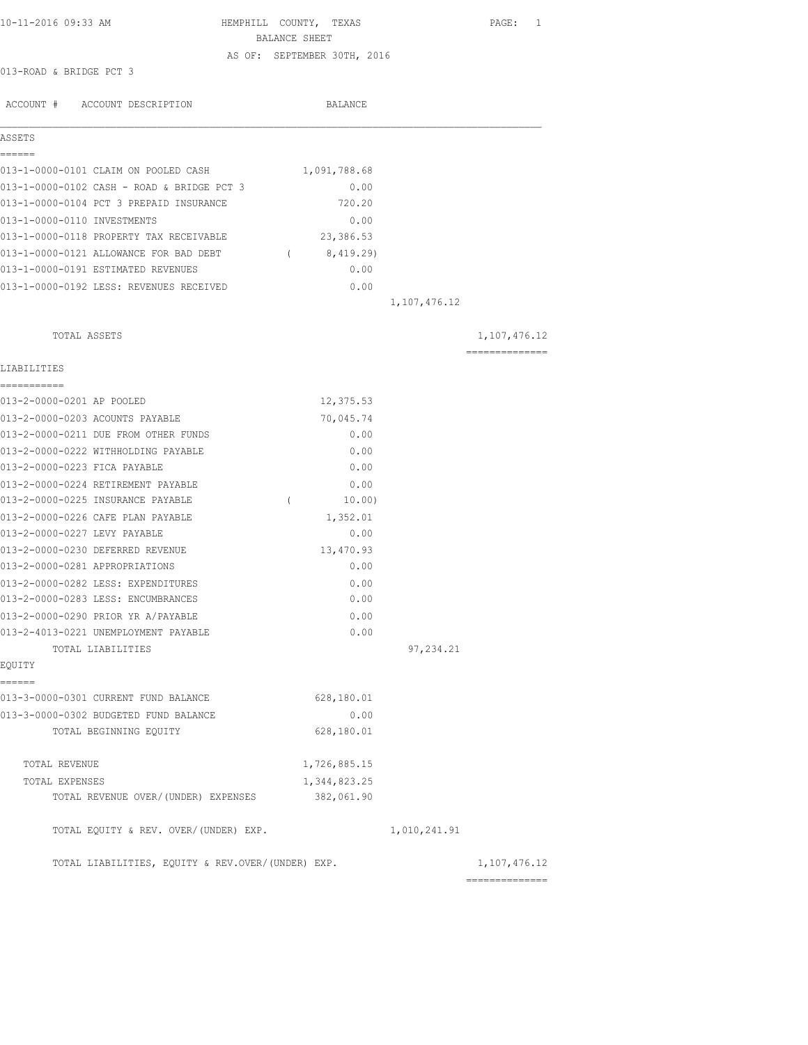10-11-2016 09:33 AM

# HEMPHILL COUNTY, TEXAS

## BALANCE SHEET

AS OF: SEPTEMBER 30TH, 2016

013-ROAD & BRIDGE PCT 3

| ACCOUNT # | ACCOUNT DESCRIPTION | BALANCE | | |
|---|---|---|---|---|
| **ASSETS** | | | | |
| 013-1-0000-0101 | CLAIM ON POOLED CASH | 1,091,788.68 | | |
| 013-1-0000-0102 | CASH - ROAD & BRIDGE PCT 3 | 0.00 | | |
| 013-1-0000-0104 | PCT 3 PREPAID INSURANCE | 720.20 | | |
| 013-1-0000-0110 | INVESTMENTS | 0.00 | | |
| 013-1-0000-0118 | PROPERTY TAX RECEIVABLE | 23,386.53 | | |
| 013-1-0000-0121 | ALLOWANCE FOR BAD DEBT | ( 8,419.29) | | |
| 013-1-0000-0191 | ESTIMATED REVENUES | 0.00 | | |
| 013-1-0000-0192 | LESS: REVENUES RECEIVED | 0.00 | | |
| | | | 1,107,476.12 | |
| | TOTAL ASSETS | | | 1,107,476.12 |
| **LIABILITIES** | | | | |
| 013-2-0000-0201 | AP POOLED | 12,375.53 | | |
| 013-2-0000-0203 | ACOUNTS PAYABLE | 70,045.74 | | |
| 013-2-0000-0211 | DUE FROM OTHER FUNDS | 0.00 | | |
| 013-2-0000-0222 | WITHHOLDING PAYABLE | 0.00 | | |
| 013-2-0000-0223 | FICA PAYABLE | 0.00 | | |
| 013-2-0000-0224 | RETIREMENT PAYABLE | 0.00 | | |
| 013-2-0000-0225 | INSURANCE PAYABLE | ( 10.00) | | |
| 013-2-0000-0226 | CAFE PLAN PAYABLE | 1,352.01 | | |
| 013-2-0000-0227 | LEVY PAYABLE | 0.00 | | |
| 013-2-0000-0230 | DEFERRED REVENUE | 13,470.93 | | |
| 013-2-0000-0281 | APPROPRIATIONS | 0.00 | | |
| 013-2-0000-0282 | LESS: EXPENDITURES | 0.00 | | |
| 013-2-0000-0283 | LESS: ENCUMBRANCES | 0.00 | | |
| 013-2-0000-0290 | PRIOR YR A/PAYABLE | 0.00 | | |
| 013-2-4013-0221 | UNEMPLOYMENT PAYABLE | 0.00 | | |
| | TOTAL LIABILITIES | | 97,234.21 | |
| **EQUITY** | | | | |
| 013-3-0000-0301 | CURRENT FUND BALANCE | 628,180.01 | | |
| 013-3-0000-0302 | BUDGETED FUND BALANCE | 0.00 | | |
| | TOTAL BEGINNING EQUITY | 628,180.01 | | |
| | TOTAL REVENUE | 1,726,885.15 | | |
| | TOTAL EXPENSES | 1,344,823.25 | | |
| | TOTAL REVENUE OVER/(UNDER) EXPENSES | 382,061.90 | | |
| | TOTAL EQUITY & REV. OVER/(UNDER) EXP. | | 1,010,241.91 | |
| | TOTAL LIABILITIES, EQUITY & REV.OVER/(UNDER) EXP. | | | 1,107,476.12 |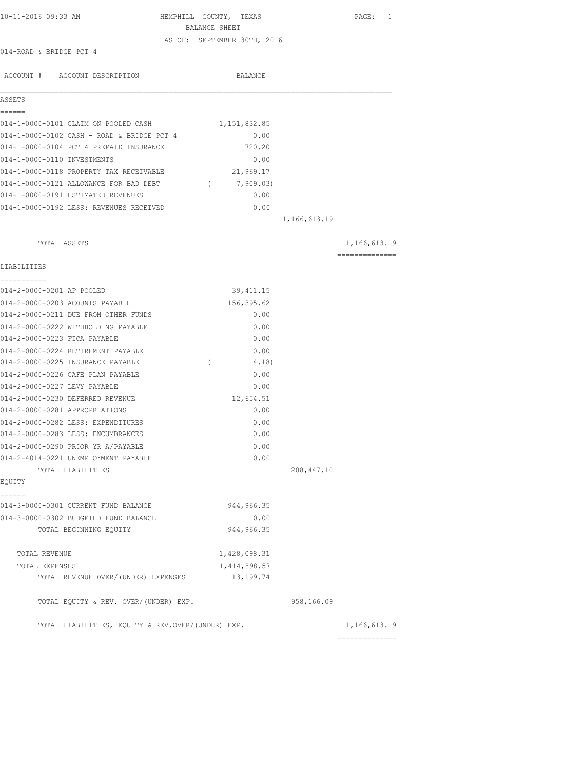10-11-2016 09:33 AM HEMPHILL COUNTY, TEXAS

BALANCE SHEET

AS OF: SEPTEMBER 30TH, 2016

014-ROAD & BRIDGE PCT 4

| ACCOUNT # ACCOUNT DESCRIPTION | BALANCE | | |
|---|---|---|---|
| **ASSETS** | | | |
| 014-1-0000-0101 CLAIM ON POOLED CASH | 1,151,832.85 | | |
| 014-1-0000-0102 CASH - ROAD & BRIDGE PCT 4 | 0.00 | | |
| 014-1-0000-0104 PCT 4 PREPAID INSURANCE | 720.20 | | |
| 014-1-0000-0110 INVESTMENTS | 0.00 | | |
| 014-1-0000-0118 PROPERTY TAX RECEIVABLE | 21,969.17 | | |
| 014-1-0000-0121 ALLOWANCE FOR BAD DEBT | ( 7,909.03) | | |
| 014-1-0000-0191 ESTIMATED REVENUES | 0.00 | | |
| 014-1-0000-0192 LESS: REVENUES RECEIVED | 0.00 | | |
| | | 1,166,613.19 | |
| TOTAL ASSETS | | | 1,166,613.19 |
| **LIABILITIES** | | | |
| 014-2-0000-0201 AP POOLED | 39,411.15 | | |
| 014-2-0000-0203 ACOUNTS PAYABLE | 156,395.62 | | |
| 014-2-0000-0211 DUE FROM OTHER FUNDS | 0.00 | | |
| 014-2-0000-0222 WITHHOLDING PAYABLE | 0.00 | | |
| 014-2-0000-0223 FICA PAYABLE | 0.00 | | |
| 014-2-0000-0224 RETIREMENT PAYABLE | 0.00 | | |
| 014-2-0000-0225 INSURANCE PAYABLE | ( 14.18) | | |
| 014-2-0000-0226 CAFE PLAN PAYABLE | 0.00 | | |
| 014-2-0000-0227 LEVY PAYABLE | 0.00 | | |
| 014-2-0000-0230 DEFERRED REVENUE | 12,654.51 | | |
| 014-2-0000-0281 APPROPRIATIONS | 0.00 | | |
| 014-2-0000-0282 LESS: EXPENDITURES | 0.00 | | |
| 014-2-0000-0283 LESS: ENCUMBRANCES | 0.00 | | |
| 014-2-0000-0290 PRIOR YR A/PAYABLE | 0.00 | | |
| 014-2-4014-0221 UNEMPLOYMENT PAYABLE | 0.00 | | |
| TOTAL LIABILITIES | | 208,447.10 | |
| **EQUITY** | | | |
| 014-3-0000-0301 CURRENT FUND BALANCE | 944,966.35 | | |
| 014-3-0000-0302 BUDGETED FUND BALANCE | 0.00 | | |
| TOTAL BEGINNING EQUITY | 944,966.35 | | |
| TOTAL REVENUE | 1,428,098.31 | | |
| TOTAL EXPENSES | 1,414,898.57 | | |
| TOTAL REVENUE OVER/(UNDER) EXPENSES | 13,199.74 | | |
| TOTAL EQUITY & REV. OVER/(UNDER) EXP. | | 958,166.09 | |
| TOTAL LIABILITIES, EQUITY & REV.OVER/(UNDER) EXP. | | | 1,166,613.19 |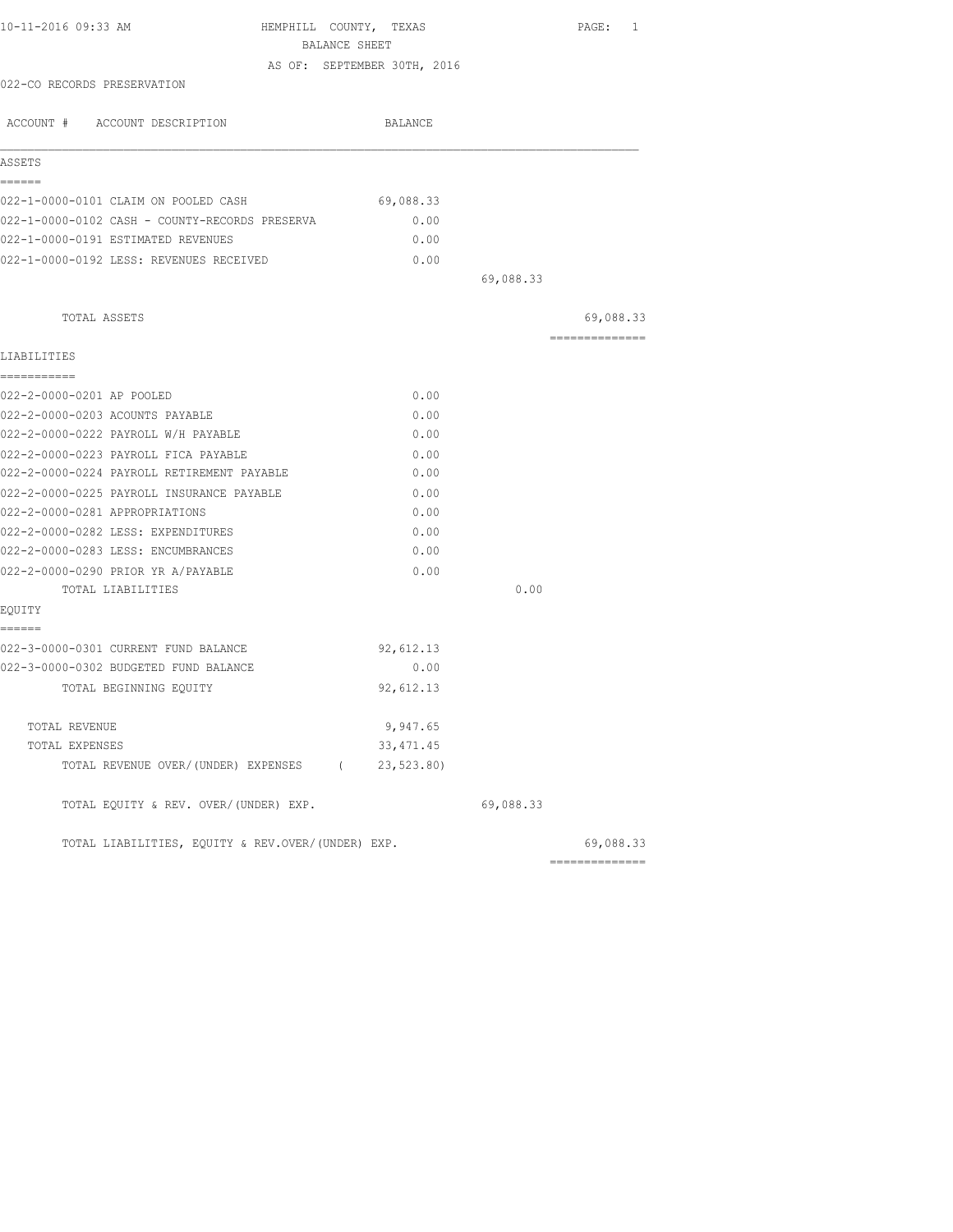10-11-2016 09:33 AM HEMPHILL COUNTY, TEXAS

BALANCE SHEET

AS OF: SEPTEMBER 30TH, 2016

022-CO RECORDS PRESERVATION

| ACCOUNT # ACCOUNT DESCRIPTION | BALANCE | | |
|---|---|---|---|
| **ASSETS** | | | |
| 022-1-0000-0101 CLAIM ON POOLED CASH | 69,088.33 | | |
| 022-1-0000-0102 CASH - COUNTY-RECORDS PRESERVA | 0.00 | | |
| 022-1-0000-0191 ESTIMATED REVENUES | 0.00 | | |
| 022-1-0000-0192 LESS: REVENUES RECEIVED | 0.00 | | |
| | | 69,088.33 | |
| TOTAL ASSETS | | | 69,088.33 |
| **LIABILITIES** | | | |
| 022-2-0000-0201 AP POOLED | 0.00 | | |
| 022-2-0000-0203 ACOUNTS PAYABLE | 0.00 | | |
| 022-2-0000-0222 PAYROLL W/H PAYABLE | 0.00 | | |
| 022-2-0000-0223 PAYROLL FICA PAYABLE | 0.00 | | |
| 022-2-0000-0224 PAYROLL RETIREMENT PAYABLE | 0.00 | | |
| 022-2-0000-0225 PAYROLL INSURANCE PAYABLE | 0.00 | | |
| 022-2-0000-0281 APPROPRIATIONS | 0.00 | | |
| 022-2-0000-0282 LESS: EXPENDITURES | 0.00 | | |
| 022-2-0000-0283 LESS: ENCUMBRANCES | 0.00 | | |
| 022-2-0000-0290 PRIOR YR A/PAYABLE | 0.00 | | |
| TOTAL LIABILITIES | | 0.00 | |
| **EQUITY** | | | |
| 022-3-0000-0301 CURRENT FUND BALANCE | 92,612.13 | | |
| 022-3-0000-0302 BUDGETED FUND BALANCE | 0.00 | | |
| TOTAL BEGINNING EQUITY | 92,612.13 | | |
| TOTAL REVENUE | 9,947.65 | | |
| TOTAL EXPENSES | 33,471.45 | | |
| TOTAL REVENUE OVER/(UNDER) EXPENSES | ( 23,523.80) | | |
| TOTAL EQUITY & REV. OVER/(UNDER) EXP. | | 69,088.33 | |
| TOTAL LIABILITIES, EQUITY & REV.OVER/(UNDER) EXP. | | | 69,088.33 |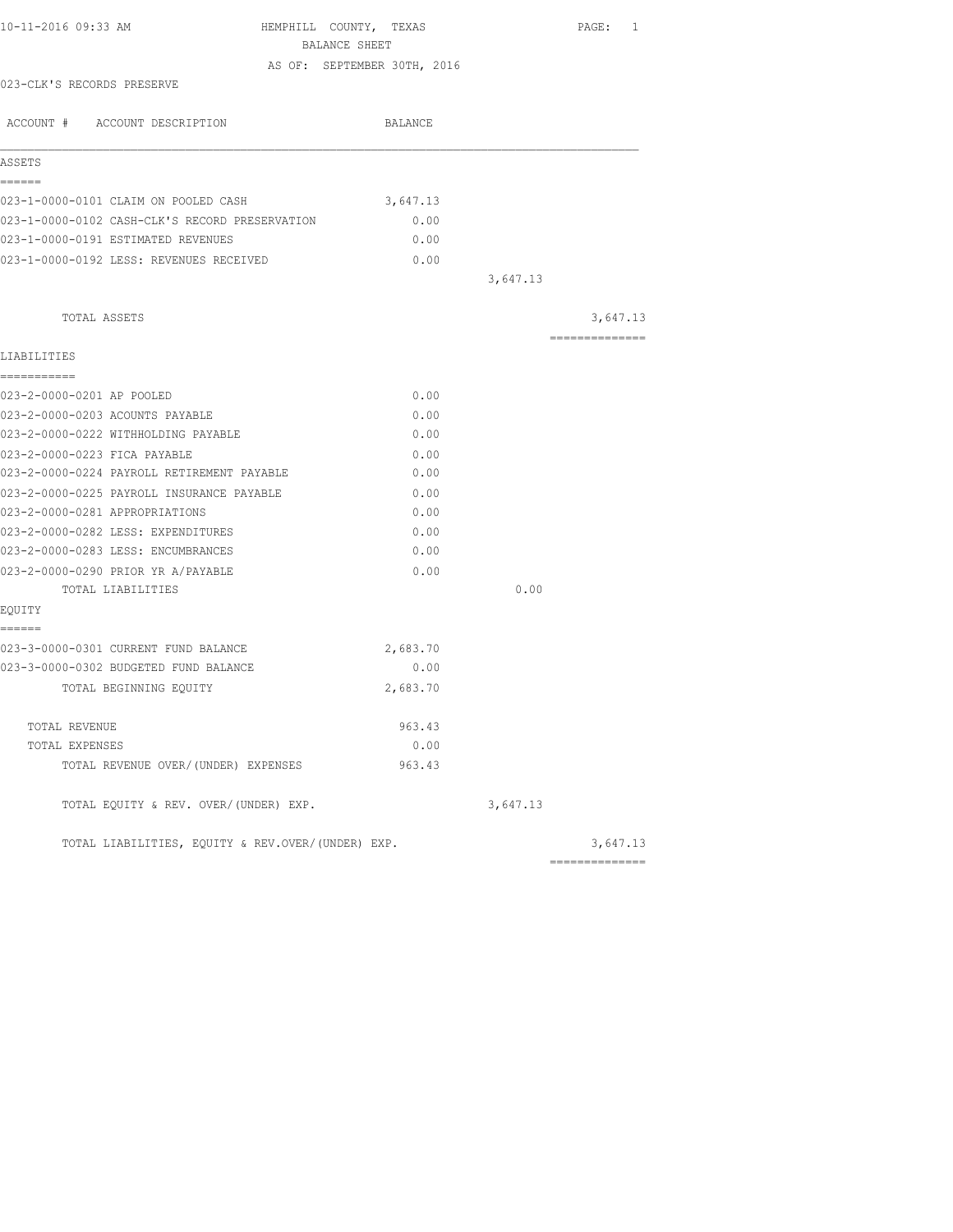10-11-2016 09:33 AM

# HEMPHILL COUNTY, TEXAS

## BALANCE SHEET

AS OF: SEPTEMBER 30TH, 2016

023-CLK'S RECORDS PRESERVE

| ACCOUNT # ACCOUNT DESCRIPTION | BALANCE | | |
|---|---|---|---|
| **ASSETS** | | | |
| 023-1-0000-0101 CLAIM ON POOLED CASH | 3,647.13 | | |
| 023-1-0000-0102 CASH-CLK'S RECORD PRESERVATION | 0.00 | | |
| 023-1-0000-0191 ESTIMATED REVENUES | 0.00 | | |
| 023-1-0000-0192 LESS: REVENUES RECEIVED | 0.00 | | |
| | | 3,647.13 | |
| TOTAL ASSETS | | | 3,647.13 |
| **LIABILITIES** | | | |
| 023-2-0000-0201 AP POOLED | 0.00 | | |
| 023-2-0000-0203 ACOUNTS PAYABLE | 0.00 | | |
| 023-2-0000-0222 WITHHOLDING PAYABLE | 0.00 | | |
| 023-2-0000-0223 FICA PAYABLE | 0.00 | | |
| 023-2-0000-0224 PAYROLL RETIREMENT PAYABLE | 0.00 | | |
| 023-2-0000-0225 PAYROLL INSURANCE PAYABLE | 0.00 | | |
| 023-2-0000-0281 APPROPRIATIONS | 0.00 | | |
| 023-2-0000-0282 LESS: EXPENDITURES | 0.00 | | |
| 023-2-0000-0283 LESS: ENCUMBRANCES | 0.00 | | |
| 023-2-0000-0290 PRIOR YR A/PAYABLE | 0.00 | | |
| TOTAL LIABILITIES | | 0.00 | |
| **EQUITY** | | | |
| 023-3-0000-0301 CURRENT FUND BALANCE | 2,683.70 | | |
| 023-3-0000-0302 BUDGETED FUND BALANCE | 0.00 | | |
| TOTAL BEGINNING EQUITY | 2,683.70 | | |
| TOTAL REVENUE | 963.43 | | |
| TOTAL EXPENSES | 0.00 | | |
| TOTAL REVENUE OVER/(UNDER) EXPENSES | 963.43 | | |
| TOTAL EQUITY & REV. OVER/(UNDER) EXP. | | 3,647.13 | |
| TOTAL LIABILITIES, EQUITY & REV.OVER/(UNDER) EXP. | | | 3,647.13 |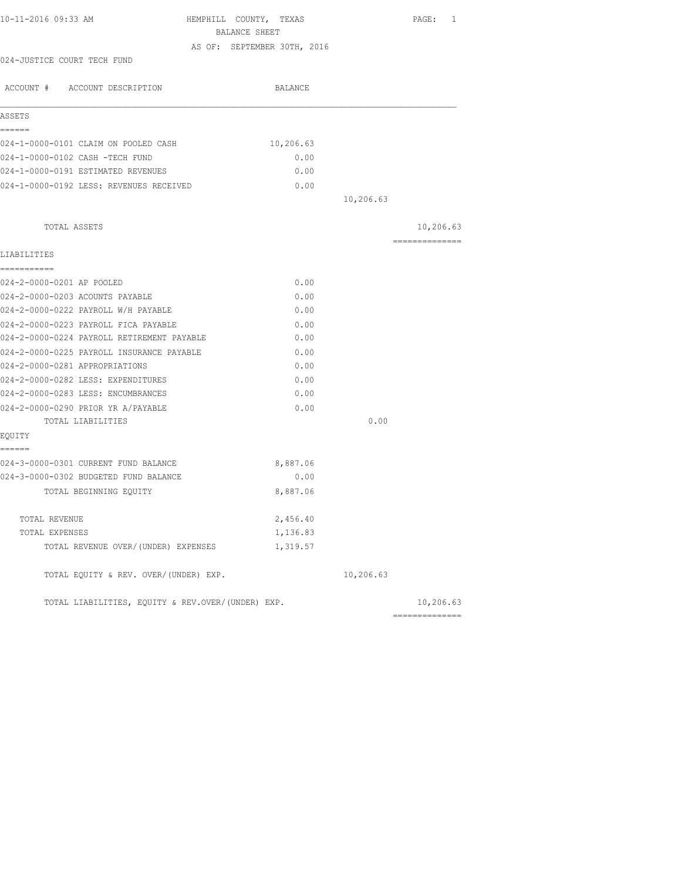10-11-2016 09:33 AM

# HEMPHILL COUNTY, TEXAS
## BALANCE SHEET
### AS OF: SEPTEMBER 30TH, 2016

024-JUSTICE COURT TECH FUND

| ACCOUNT # ACCOUNT DESCRIPTION | BALANCE | | |
|---|---|---|---|
| **ASSETS** | | | |
| 024-1-0000-0101 CLAIM ON POOLED CASH | 10,206.63 | | |
| 024-1-0000-0102 CASH -TECH FUND | 0.00 | | |
| 024-1-0000-0191 ESTIMATED REVENUES | 0.00 | | |
| 024-1-0000-0192 LESS: REVENUES RECEIVED | 0.00 | | |
| | | 10,206.63 | |
| TOTAL ASSETS | | | 10,206.63 |
| **LIABILITIES** | | | |
| 024-2-0000-0201 AP POOLED | 0.00 | | |
| 024-2-0000-0203 ACOUNTS PAYABLE | 0.00 | | |
| 024-2-0000-0222 PAYROLL W/H PAYABLE | 0.00 | | |
| 024-2-0000-0223 PAYROLL FICA PAYABLE | 0.00 | | |
| 024-2-0000-0224 PAYROLL RETIREMENT PAYABLE | 0.00 | | |
| 024-2-0000-0225 PAYROLL INSURANCE PAYABLE | 0.00 | | |
| 024-2-0000-0281 APPROPRIATIONS | 0.00 | | |
| 024-2-0000-0282 LESS: EXPENDITURES | 0.00 | | |
| 024-2-0000-0283 LESS: ENCUMBRANCES | 0.00 | | |
| 024-2-0000-0290 PRIOR YR A/PAYABLE | 0.00 | | |
| TOTAL LIABILITIES | | 0.00 | |
| **EQUITY** | | | |
| 024-3-0000-0301 CURRENT FUND BALANCE | 8,887.06 | | |
| 024-3-0000-0302 BUDGETED FUND BALANCE | 0.00 | | |
| TOTAL BEGINNING EQUITY | 8,887.06 | | |
| TOTAL REVENUE | 2,456.40 | | |
| TOTAL EXPENSES | 1,136.83 | | |
| TOTAL REVENUE OVER/(UNDER) EXPENSES | 1,319.57 | | |
| TOTAL EQUITY & REV. OVER/(UNDER) EXP. | | 10,206.63 | |
| TOTAL LIABILITIES, EQUITY & REV.OVER/(UNDER) EXP. | | | 10,206.63 |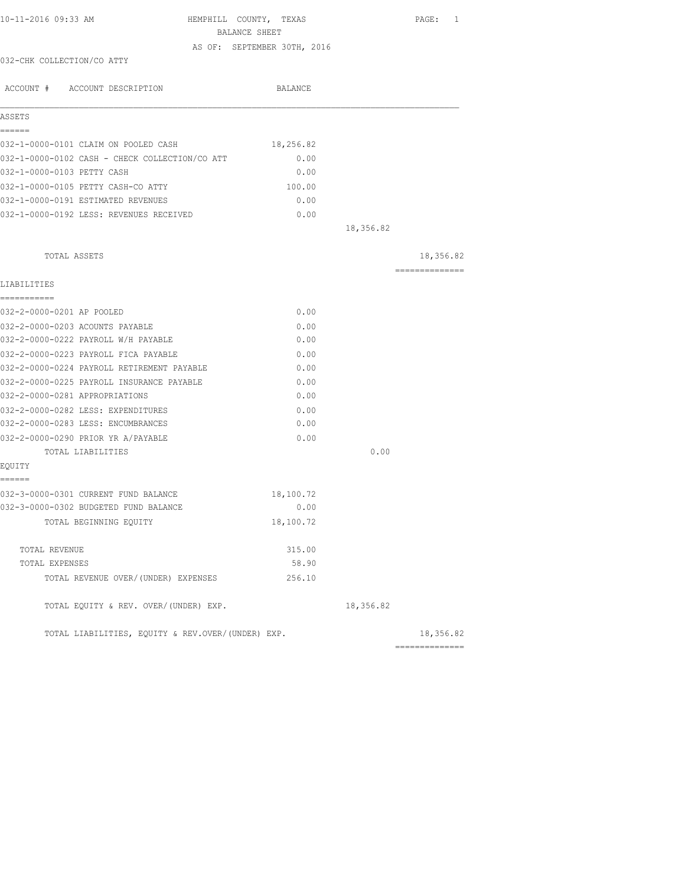10-11-2016 09:33 AM

# HEMPHILL COUNTY, TEXAS

## BALANCE SHEET

AS OF: SEPTEMBER 30TH, 2016

032-CHK COLLECTION/CO ATTY

| ACCOUNT # ACCOUNT DESCRIPTION | BALANCE | | |
|---|---|---|---|
| **ASSETS** | | | |
| 032-1-0000-0101 CLAIM ON POOLED CASH | 18,256.82 | | |
| 032-1-0000-0102 CASH - CHECK COLLECTION/CO ATT | 0.00 | | |
| 032-1-0000-0103 PETTY CASH | 0.00 | | |
| 032-1-0000-0105 PETTY CASH-CO ATTY | 100.00 | | |
| 032-1-0000-0191 ESTIMATED REVENUES | 0.00 | | |
| 032-1-0000-0192 LESS: REVENUES RECEIVED | 0.00 | | |
| | | 18,356.82 | |
| TOTAL ASSETS | | | 18,356.82 |
| **LIABILITIES** | | | |
| 032-2-0000-0201 AP POOLED | 0.00 | | |
| 032-2-0000-0203 ACOUNTS PAYABLE | 0.00 | | |
| 032-2-0000-0222 PAYROLL W/H PAYABLE | 0.00 | | |
| 032-2-0000-0223 PAYROLL FICA PAYABLE | 0.00 | | |
| 032-2-0000-0224 PAYROLL RETIREMENT PAYABLE | 0.00 | | |
| 032-2-0000-0225 PAYROLL INSURANCE PAYABLE | 0.00 | | |
| 032-2-0000-0281 APPROPRIATIONS | 0.00 | | |
| 032-2-0000-0282 LESS: EXPENDITURES | 0.00 | | |
| 032-2-0000-0283 LESS: ENCUMBRANCES | 0.00 | | |
| 032-2-0000-0290 PRIOR YR A/PAYABLE | 0.00 | | |
| TOTAL LIABILITIES | | 0.00 | |
| **EQUITY** | | | |
| 032-3-0000-0301 CURRENT FUND BALANCE | 18,100.72 | | |
| 032-3-0000-0302 BUDGETED FUND BALANCE | 0.00 | | |
| TOTAL BEGINNING EQUITY | 18,100.72 | | |
| TOTAL REVENUE | 315.00 | | |
| TOTAL EXPENSES | 58.90 | | |
| TOTAL REVENUE OVER/(UNDER) EXPENSES | 256.10 | | |
| TOTAL EQUITY & REV. OVER/(UNDER) EXP. | | 18,356.82 | |
| TOTAL LIABILITIES, EQUITY & REV.OVER/(UNDER) EXP. | | | 18,356.82 |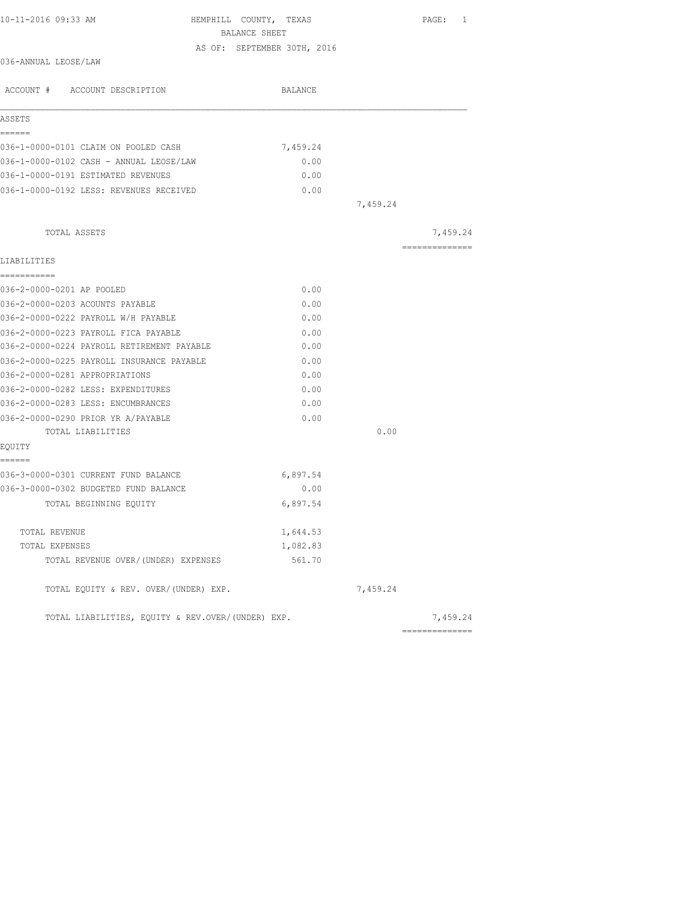10-11-2016 09:33 AM

# HEMPHILL COUNTY, TEXAS
## BALANCE SHEET
### AS OF: SEPTEMBER 30TH, 2016

036-ANNUAL LEOSE/LAW

| ACCOUNT # ACCOUNT DESCRIPTION | BALANCE | | |
|---|---|---|---|
| **ASSETS** | | | |
| 036-1-0000-0101 CLAIM ON POOLED CASH | 7,459.24 | | |
| 036-1-0000-0102 CASH - ANNUAL LEOSE/LAW | 0.00 | | |
| 036-1-0000-0191 ESTIMATED REVENUES | 0.00 | | |
| 036-1-0000-0192 LESS: REVENUES RECEIVED | 0.00 | | |
| | | 7,459.24 | |
| TOTAL ASSETS | | | 7,459.24 |
| **LIABILITIES** | | | |
| 036-2-0000-0201 AP POOLED | 0.00 | | |
| 036-2-0000-0203 ACOUNTS PAYABLE | 0.00 | | |
| 036-2-0000-0222 PAYROLL W/H PAYABLE | 0.00 | | |
| 036-2-0000-0223 PAYROLL FICA PAYABLE | 0.00 | | |
| 036-2-0000-0224 PAYROLL RETIREMENT PAYABLE | 0.00 | | |
| 036-2-0000-0225 PAYROLL INSURANCE PAYABLE | 0.00 | | |
| 036-2-0000-0281 APPROPRIATIONS | 0.00 | | |
| 036-2-0000-0282 LESS: EXPENDITURES | 0.00 | | |
| 036-2-0000-0283 LESS: ENCUMBRANCES | 0.00 | | |
| 036-2-0000-0290 PRIOR YR A/PAYABLE | 0.00 | | |
| TOTAL LIABILITIES | | 0.00 | |
| **EQUITY** | | | |
| 036-3-0000-0301 CURRENT FUND BALANCE | 6,897.54 | | |
| 036-3-0000-0302 BUDGETED FUND BALANCE | 0.00 | | |
| TOTAL BEGINNING EQUITY | 6,897.54 | | |
| TOTAL REVENUE | 1,644.53 | | |
| TOTAL EXPENSES | 1,082.83 | | |
| TOTAL REVENUE OVER/(UNDER) EXPENSES | 561.70 | | |
| TOTAL EQUITY & REV. OVER/(UNDER) EXP. | | 7,459.24 | |
| TOTAL LIABILITIES, EQUITY & REV.OVER/(UNDER) EXP. | | | 7,459.24 |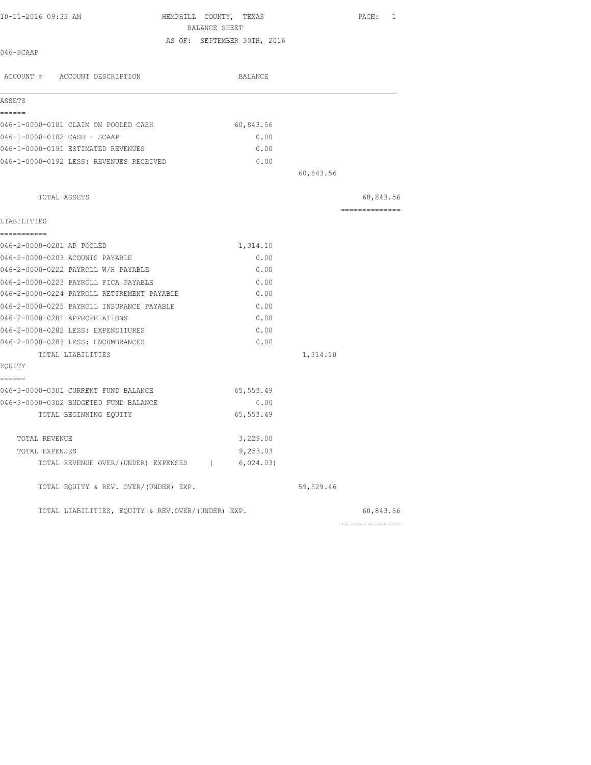10-11-2016 09:33 AM

# HEMPHILL COUNTY, TEXAS

## BALANCE SHEET

AS OF: SEPTEMBER 30TH, 2016

046-SCAAP

| ACCOUNT # ACCOUNT DESCRIPTION | BALANCE | | |
|---|---|---|---|
| **ASSETS** | | | |
| 046-1-0000-0101 CLAIM ON POOLED CASH | 60,843.56 | | |
| 046-1-0000-0102 CASH - SCAAP | 0.00 | | |
| 046-1-0000-0191 ESTIMATED REVENUES | 0.00 | | |
| 046-1-0000-0192 LESS: REVENUES RECEIVED | 0.00 | | |
| | | 60,843.56 | |
| TOTAL ASSETS | | | 60,843.56 |
| **LIABILITIES** | | | |
| 046-2-0000-0201 AP POOLED | 1,314.10 | | |
| 046-2-0000-0203 ACOUNTS PAYABLE | 0.00 | | |
| 046-2-0000-0222 PAYROLL W/H PAYABLE | 0.00 | | |
| 046-2-0000-0223 PAYROLL FICA PAYABLE | 0.00 | | |
| 046-2-0000-0224 PAYROLL RETIREMENT PAYABLE | 0.00 | | |
| 046-2-0000-0225 PAYROLL INSURANCE PAYABLE | 0.00 | | |
| 046-2-0000-0281 APPROPRIATIONS | 0.00 | | |
| 046-2-0000-0282 LESS: EXPENDITURES | 0.00 | | |
| 046-2-0000-0283 LESS: ENCUMBRANCES | 0.00 | | |
| TOTAL LIABILITIES | | 1,314.10 | |
| **EQUITY** | | | |
| 046-3-0000-0301 CURRENT FUND BALANCE | 65,553.49 | | |
| 046-3-0000-0302 BUDGETED FUND BALANCE | 0.00 | | |
| TOTAL BEGINNING EQUITY | 65,553.49 | | |
| TOTAL REVENUE | 3,229.00 | | |
| TOTAL EXPENSES | 9,253.03 | | |
| TOTAL REVENUE OVER/(UNDER) EXPENSES | ( 6,024.03) | | |
| TOTAL EQUITY & REV. OVER/(UNDER) EXP. | | 59,529.46 | |
| TOTAL LIABILITIES, EQUITY & REV.OVER/(UNDER) EXP. | | | 60,843.56 |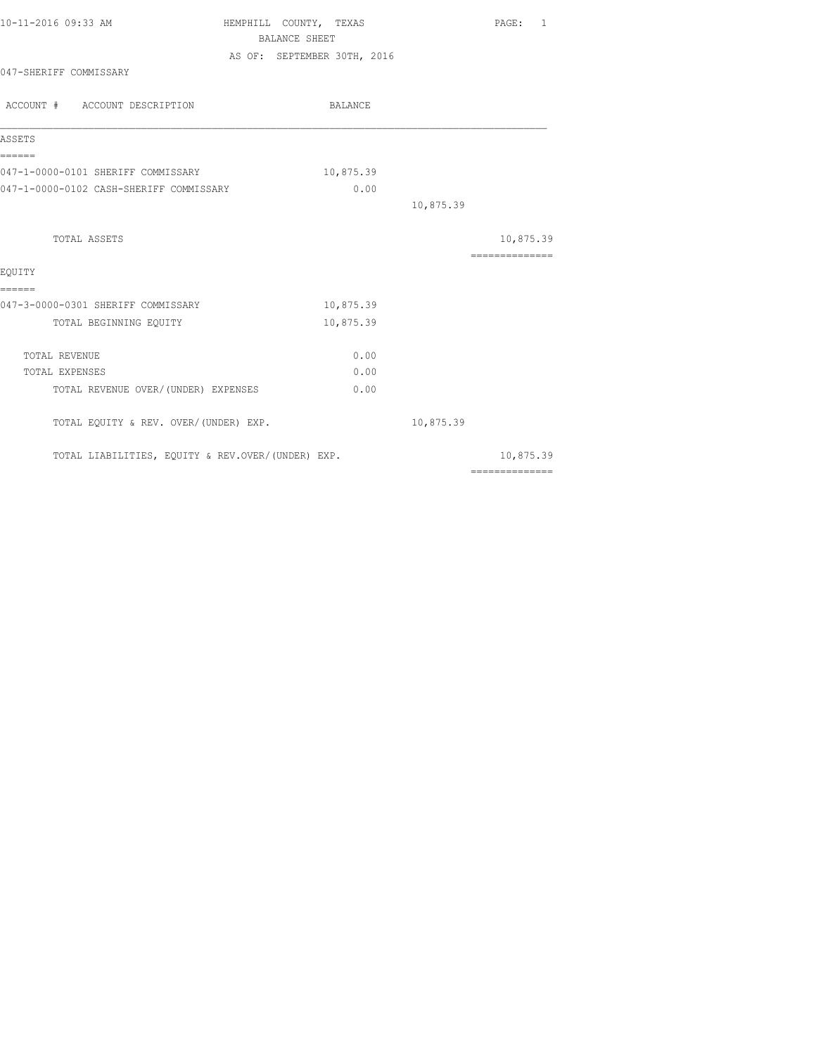HEMPHILL COUNTY, TEXAS

BALANCE SHEET

AS OF: SEPTEMBER 30TH, 2016

047-SHERIFF COMMISSARY

| ACCOUNT # ACCOUNT DESCRIPTION | BALANCE | | |
|---|---|---|---|
| **ASSETS** | | | |
| 047-1-0000-0101 SHERIFF COMMISSARY | 10,875.39 | | |
| 047-1-0000-0102 CASH-SHERIFF COMMISSARY | 0.00 | | |
| | | 10,875.39 | |
| TOTAL ASSETS | | | 10,875.39 |
| **EQUITY** | | | |
| 047-3-0000-0301 SHERIFF COMMISSARY | 10,875.39 | | |
| TOTAL BEGINNING EQUITY | 10,875.39 | | |
| TOTAL REVENUE | 0.00 | | |
| TOTAL EXPENSES | 0.00 | | |
| TOTAL REVENUE OVER/(UNDER) EXPENSES | 0.00 | | |
| TOTAL EQUITY & REV. OVER/(UNDER) EXP. | | 10,875.39 | |
| TOTAL LIABILITIES, EQUITY & REV.OVER/(UNDER) EXP. | | | 10,875.39 |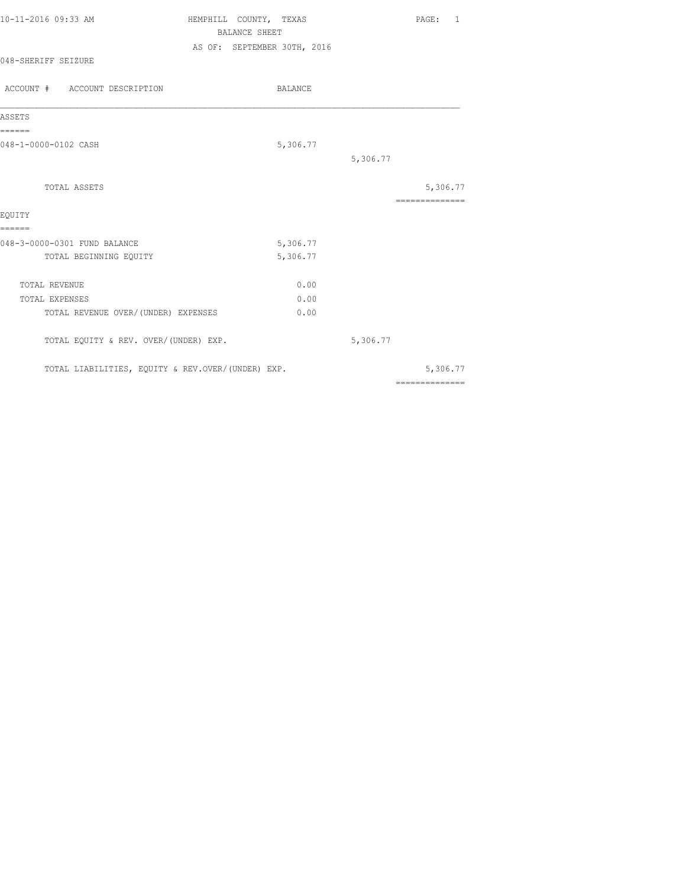10-11-2016 09:33 AM

# HEMPHILL COUNTY, TEXAS

## BALANCE SHEET

AS OF: SEPTEMBER 30TH, 2016

048-SHERIFF SEIZURE

| ACCOUNT # | ACCOUNT DESCRIPTION | BALANCE | | |
|---|---|---|---|---|
| **ASSETS** | | | | |
| 048-1-0000-0102 | CASH | 5,306.77 | | |
| | | | 5,306.77 | |
| | TOTAL ASSETS | | | 5,306.77 |
| **EQUITY** | | | | |
| 048-3-0000-0301 | FUND BALANCE | 5,306.77 | | |
| | TOTAL BEGINNING EQUITY | 5,306.77 | | |
| | TOTAL REVENUE | 0.00 | | |
| | TOTAL EXPENSES | 0.00 | | |
| | TOTAL REVENUE OVER/(UNDER) EXPENSES | 0.00 | | |
| | TOTAL EQUITY & REV. OVER/(UNDER) EXP. | | 5,306.77 | |
| | TOTAL LIABILITIES, EQUITY & REV.OVER/(UNDER) EXP. | | | 5,306.77 |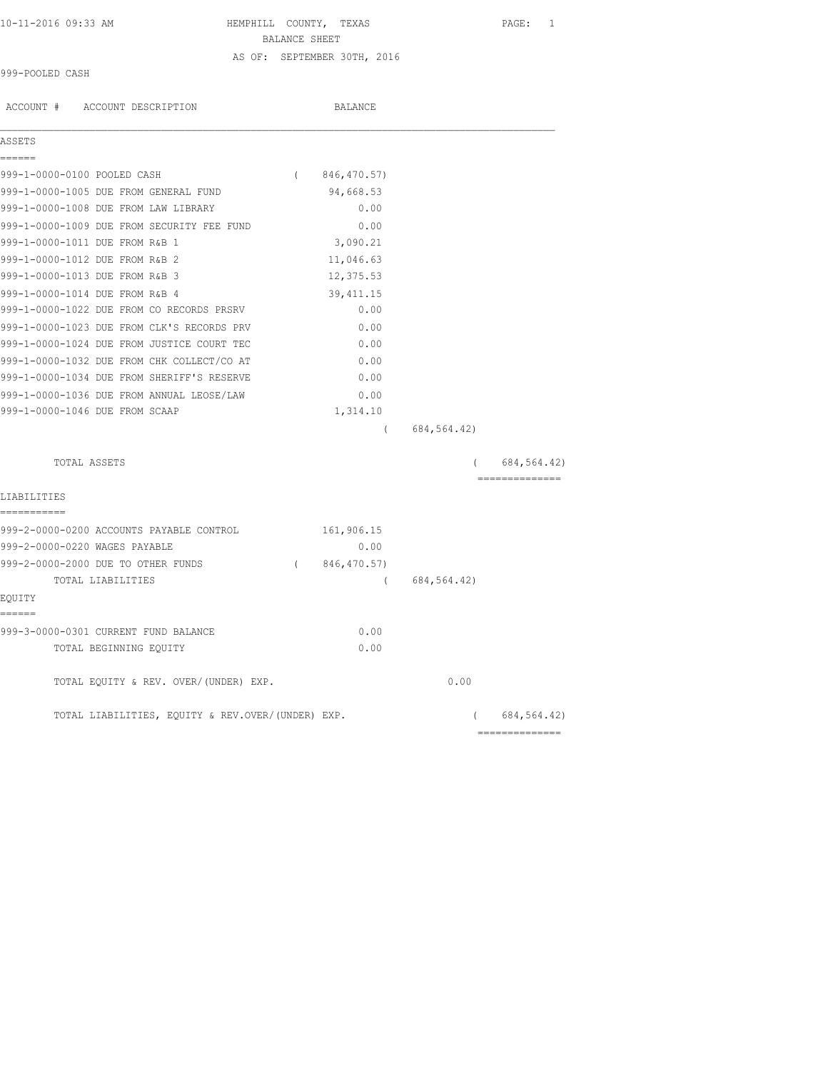10-11-2016 09:33 AM HEMPHILL COUNTY, TEXAS PAGE: 1

BALANCE SHEET

AS OF: SEPTEMBER 30TH, 2016

999-POOLED CASH

| ACCOUNT # ACCOUNT DESCRIPTION | BALANCE | | |
|---|---|---|---|
| **ASSETS** | | | |
| 999-1-0000-0100 POOLED CASH | ( 846,470.57) | | |
| 999-1-0000-1005 DUE FROM GENERAL FUND | 94,668.53 | | |
| 999-1-0000-1008 DUE FROM LAW LIBRARY | 0.00 | | |
| 999-1-0000-1009 DUE FROM SECURITY FEE FUND | 0.00 | | |
| 999-1-0000-1011 DUE FROM R&B 1 | 3,090.21 | | |
| 999-1-0000-1012 DUE FROM R&B 2 | 11,046.63 | | |
| 999-1-0000-1013 DUE FROM R&B 3 | 12,375.53 | | |
| 999-1-0000-1014 DUE FROM R&B 4 | 39,411.15 | | |
| 999-1-0000-1022 DUE FROM CO RECORDS PRSRV | 0.00 | | |
| 999-1-0000-1023 DUE FROM CLK'S RECORDS PRV | 0.00 | | |
| 999-1-0000-1024 DUE FROM JUSTICE COURT TEC | 0.00 | | |
| 999-1-0000-1032 DUE FROM CHK COLLECT/CO AT | 0.00 | | |
| 999-1-0000-1034 DUE FROM SHERIFF'S RESERVE | 0.00 | | |
| 999-1-0000-1036 DUE FROM ANNUAL LEOSE/LAW | 0.00 | | |
| 999-1-0000-1046 DUE FROM SCAAP | 1,314.10 | | |
| | | ( 684,564.42) | |
| TOTAL ASSETS | | | ( 684,564.42) |
| **LIABILITIES** | | | |
| 999-2-0000-0200 ACCOUNTS PAYABLE CONTROL | 161,906.15 | | |
| 999-2-0000-0220 WAGES PAYABLE | 0.00 | | |
| 999-2-0000-2000 DUE TO OTHER FUNDS | ( 846,470.57) | | |
| TOTAL LIABILITIES | | ( 684,564.42) | |
| **EQUITY** | | | |
| 999-3-0000-0301 CURRENT FUND BALANCE | 0.00 | | |
| TOTAL BEGINNING EQUITY | 0.00 | | |
| TOTAL EQUITY & REV. OVER/(UNDER) EXP. | | 0.00 | |
| TOTAL LIABILITIES, EQUITY & REV.OVER/(UNDER) EXP. | | | ( 684,564.42) |